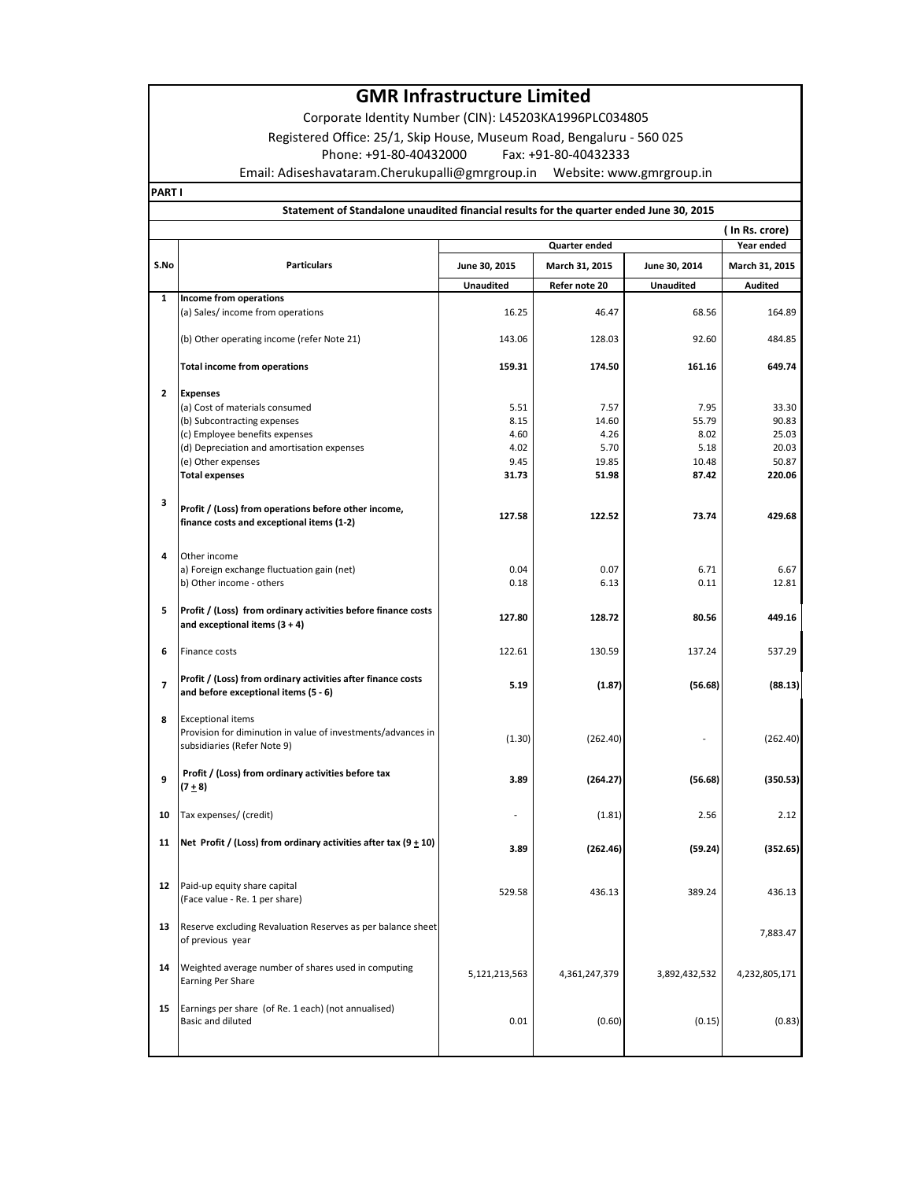# GMR Infrastructure Limited

Corporate Identity Number (CIN): L45203KA1996PLC034805

Registered Office: 25/1, Skip House, Museum Road, Bengaluru - 560 025

Phone: +91-80-40432000 Fax: +91-80-40432333

Email: Adiseshavataram.Cherukupalli@gmrgroup.in Website: www.gmrgroup.in

**PART I**

**Statement of Standalone unaudited financial results for the quarter ended June 30, 2015**

( In Rs. crore)

| S.No | Particulars | Quarter ended | | | Year ended |
|---|---|---|---|---|---|
| | | June 30, 2015 | March 31, 2015 | June 30, 2014 | March 31, 2015 |
| | | Unaudited | Refer note 20 | Unaudited | Audited |
| 1 | **Income from operations** | | | | |
| | (a) Sales/ income from operations | 16.25 | 46.47 | 68.56 | 164.89 |
| | (b) Other operating income (refer Note 21) | 143.06 | 128.03 | 92.60 | 484.85 |
| | **Total income from operations** | **159.31** | **174.50** | **161.16** | **649.74** |
| 2 | **Expenses** | | | | |
| | (a) Cost of materials consumed | 5.51 | 7.57 | 7.95 | 33.30 |
| | (b) Subcontracting expenses | 8.15 | 14.60 | 55.79 | 90.83 |
| | (c) Employee benefits expenses | 4.60 | 4.26 | 8.02 | 25.03 |
| | (d) Depreciation and amortisation expenses | 4.02 | 5.70 | 5.18 | 20.03 |
| | (e) Other expenses | 9.45 | 19.85 | 10.48 | 50.87 |
| | **Total expenses** | **31.73** | **51.98** | **87.42** | **220.06** |
| 3 | **Profit / (Loss) from operations before other income, finance costs and exceptional items (1-2)** | **127.58** | **122.52** | **73.74** | **429.68** |
| 4 | Other income | | | | |
| | a) Foreign exchange fluctuation gain (net) | 0.04 | 0.07 | 6.71 | 6.67 |
| | b) Other income - others | 0.18 | 6.13 | 0.11 | 12.81 |
| 5 | **Profit / (Loss) from ordinary activities before finance costs and exceptional items (3 + 4)** | **127.80** | **128.72** | **80.56** | **449.16** |
| 6 | Finance costs | 122.61 | 130.59 | 137.24 | 537.29 |
| 7 | **Profit / (Loss) from ordinary activities after finance costs and before exceptional items (5 - 6)** | **5.19** | **(1.87)** | **(56.68)** | **(88.13)** |
| 8 | Exceptional items<br>Provision for diminution in value of investments/advances in subsidiaries (Refer Note 9) | (1.30) | (262.40) | - | (262.40) |
| 9 | **Profit / (Loss) from ordinary activities before tax (7 ± 8)** | **3.89** | **(264.27)** | **(56.68)** | **(350.53)** |
| 10 | Tax expenses/ (credit) | - | (1.81) | 2.56 | 2.12 |
| 11 | **Net Profit / (Loss) from ordinary activities after tax (9 ± 10)** | **3.89** | **(262.46)** | **(59.24)** | **(352.65)** |
| 12 | Paid-up equity share capital<br>(Face value - Re. 1 per share) | 529.58 | 436.13 | 389.24 | 436.13 |
| 13 | Reserve excluding Revaluation Reserves as per balance sheet of previous year | | | | 7,883.47 |
| 14 | Weighted average number of shares used in computing Earning Per Share | 5,121,213,563 | 4,361,247,379 | 3,892,432,532 | 4,232,805,171 |
| 15 | Earnings per share (of Re. 1 each) (not annualised)<br>Basic and diluted | 0.01 | (0.60) | (0.15) | (0.83) |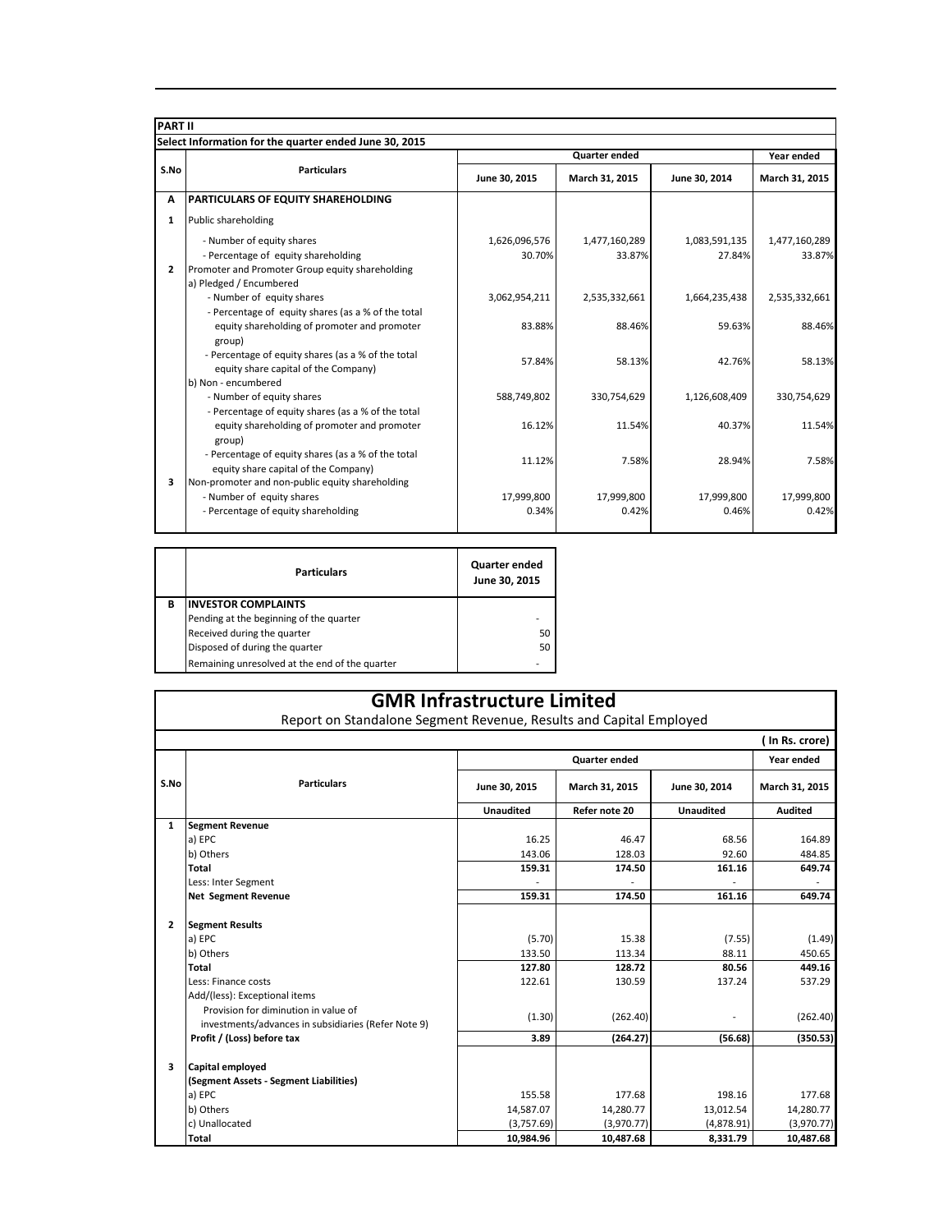**PART II**

**Select Information for the quarter ended June 30, 2015**

| S.No | Particulars | Quarter ended | | | Year ended |
|---|---|---|---|---|---|
| | | June 30, 2015 | March 31, 2015 | June 30, 2014 | March 31, 2015 |
| **A** | **PARTICULARS OF EQUITY SHAREHOLDING** | | | | |
| **1** | Public shareholding | | | | |
| | - Number of equity shares | 1,626,096,576 | 1,477,160,289 | 1,083,591,135 | 1,477,160,289 |
| | - Percentage of equity shareholding | 30.70% | 33.87% | 27.84% | 33.87% |
| **2** | Promoter and Promoter Group equity shareholding | | | | |
| | a) Pledged / Encumbered | | | | |
| | - Number of equity shares | 3,062,954,211 | 2,535,332,661 | 1,664,235,438 | 2,535,332,661 |
| | - Percentage of equity shares (as a % of the total equity shareholding of promoter and promoter group) | 83.88% | 88.46% | 59.63% | 88.46% |
| | - Percentage of equity shares (as a % of the total equity share capital of the Company) | 57.84% | 58.13% | 42.76% | 58.13% |
| | b) Non - encumbered | | | | |
| | - Number of equity shares | 588,749,802 | 330,754,629 | 1,126,608,409 | 330,754,629 |
| | - Percentage of equity shares (as a % of the total equity shareholding of promoter and promoter group) | 16.12% | 11.54% | 40.37% | 11.54% |
| | - Percentage of equity shares (as a % of the total equity share capital of the Company) | 11.12% | 7.58% | 28.94% | 7.58% |
| **3** | Non-promoter and non-public equity shareholding | | | | |
| | - Number of equity shares | 17,999,800 | 17,999,800 | 17,999,800 | 17,999,800 |
| | - Percentage of equity shareholding | 0.34% | 0.42% | 0.46% | 0.42% |

| | Particulars | Quarter ended June 30, 2015 |
|---|---|---|
| **B** | **INVESTOR COMPLAINTS** | |
| | Pending at the beginning of the quarter | - |
| | Received during the quarter | 50 |
| | Disposed of during the quarter | 50 |
| | Remaining unresolved at the end of the quarter | - |

# GMR Infrastructure Limited

Report on Standalone Segment Revenue, Results and Capital Employed

(In Rs. crore)

| S.No | Particulars | Quarter ended | | | Year ended |
|---|---|---|---|---|---|
| | | June 30, 2015 | March 31, 2015 | June 30, 2014 | March 31, 2015 |
| | | Unaudited | Refer note 20 | Unaudited | Audited |
| **1** | **Segment Revenue** | | | | |
| | a) EPC | 16.25 | 46.47 | 68.56 | 164.89 |
| | b) Others | 143.06 | 128.03 | 92.60 | 484.85 |
| | **Total** | **159.31** | **174.50** | **161.16** | **649.74** |
| | Less: Inter Segment | - | - | - | - |
| | **Net Segment Revenue** | **159.31** | **174.50** | **161.16** | **649.74** |
| **2** | **Segment Results** | | | | |
| | a) EPC | (5.70) | 15.38 | (7.55) | (1.49) |
| | b) Others | 133.50 | 113.34 | 88.11 | 450.65 |
| | **Total** | **127.80** | **128.72** | **80.56** | **449.16** |
| | Less: Finance costs | 122.61 | 130.59 | 137.24 | 537.29 |
| | Add/(less): Exceptional items | | | | |
| | Provision for diminution in value of investments/advances in subsidiaries (Refer Note 9) | (1.30) | (262.40) | - | (262.40) |
| | **Profit / (Loss) before tax** | **3.89** | **(264.27)** | **(56.68)** | **(350.53)** |
| **3** | **Capital employed** | | | | |
| | **(Segment Assets - Segment Liabilities)** | | | | |
| | a) EPC | 155.58 | 177.68 | 198.16 | 177.68 |
| | b) Others | 14,587.07 | 14,280.77 | 13,012.54 | 14,280.77 |
| | c) Unallocated | (3,757.69) | (3,970.77) | (4,878.91) | (3,970.77) |
| | **Total** | **10,984.96** | **10,487.68** | **8,331.79** | **10,487.68** |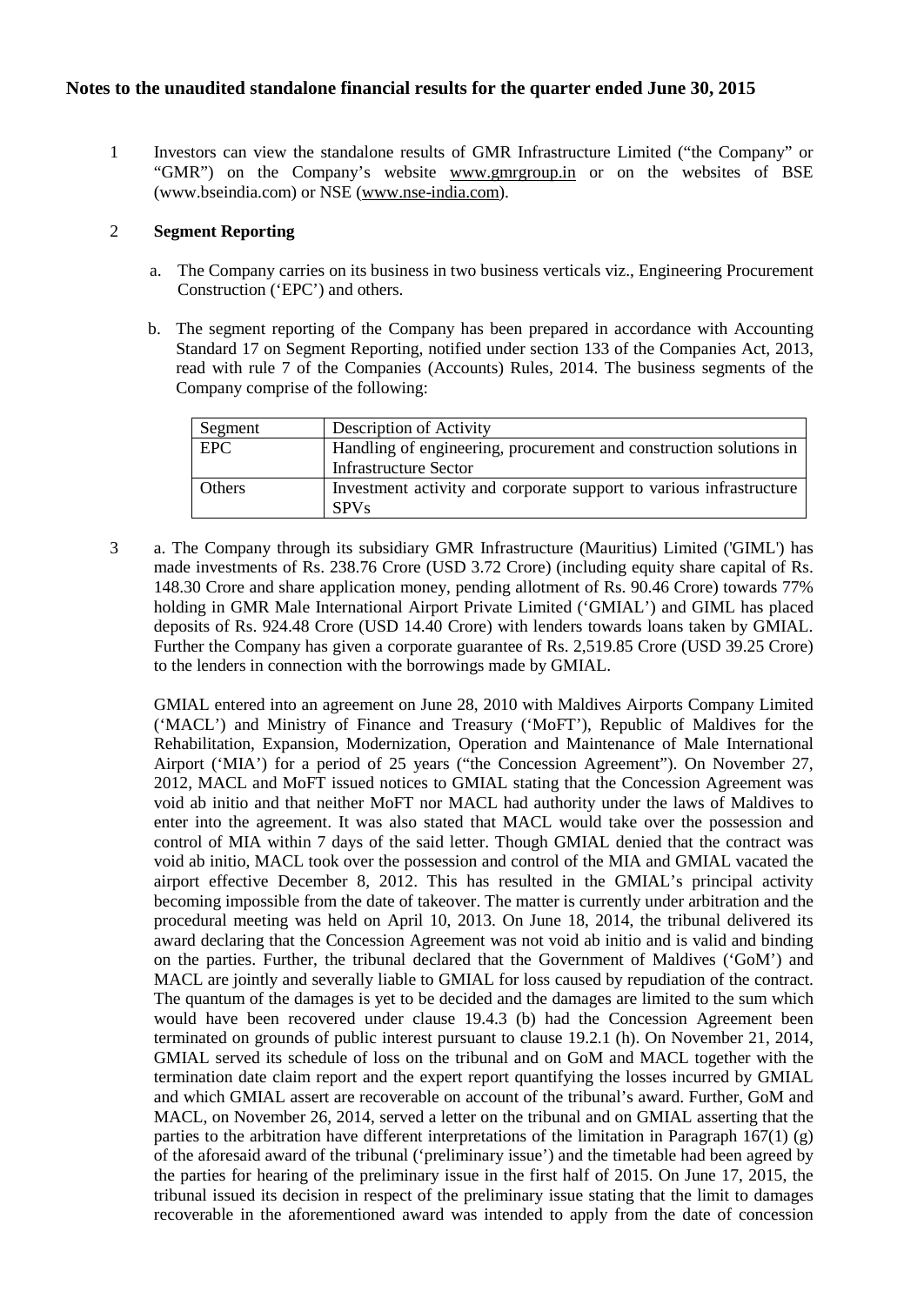## Notes to the unaudited standalone financial results for the quarter ended June 30, 2015

1. Investors can view the standalone results of GMR Infrastructure Limited ("the Company" or "GMR") on the Company's website www.gmrgroup.in or on the websites of BSE (www.bseindia.com) or NSE (www.nse-india.com).

2. **Segment Reporting**

   a. The Company carries on its business in two business verticals viz., Engineering Procurement Construction ('EPC') and others.

   b. The segment reporting of the Company has been prepared in accordance with Accounting Standard 17 on Segment Reporting, notified under section 133 of the Companies Act, 2013, read with rule 7 of the Companies (Accounts) Rules, 2014. The business segments of the Company comprise of the following:

| Segment | Description of Activity |
|---|---|
| EPC | Handling of engineering, procurement and construction solutions in Infrastructure Sector |
| Others | Investment activity and corporate support to various infrastructure SPVs |

3. a. The Company through its subsidiary GMR Infrastructure (Mauritius) Limited ('GIML') has made investments of Rs. 238.76 Crore (USD 3.72 Crore) (including equity share capital of Rs. 148.30 Crore and share application money, pending allotment of Rs. 90.46 Crore) towards 77% holding in GMR Male International Airport Private Limited ('GMIAL') and GIML has placed deposits of Rs. 924.48 Crore (USD 14.40 Crore) with lenders towards loans taken by GMIAL. Further the Company has given a corporate guarantee of Rs. 2,519.85 Crore (USD 39.25 Crore) to the lenders in connection with the borrowings made by GMIAL.

   GMIAL entered into an agreement on June 28, 2010 with Maldives Airports Company Limited ('MACL') and Ministry of Finance and Treasury ('MoFT'), Republic of Maldives for the Rehabilitation, Expansion, Modernization, Operation and Maintenance of Male International Airport ('MIA') for a period of 25 years ("the Concession Agreement"). On November 27, 2012, MACL and MoFT issued notices to GMIAL stating that the Concession Agreement was void ab initio and that neither MoFT nor MACL had authority under the laws of Maldives to enter into the agreement. It was also stated that MACL would take over the possession and control of MIA within 7 days of the said letter. Though GMIAL denied that the contract was void ab initio, MACL took over the possession and control of the MIA and GMIAL vacated the airport effective December 8, 2012. This has resulted in the GMIAL's principal activity becoming impossible from the date of takeover. The matter is currently under arbitration and the procedural meeting was held on April 10, 2013. On June 18, 2014, the tribunal delivered its award declaring that the Concession Agreement was not void ab initio and is valid and binding on the parties. Further, the tribunal declared that the Government of Maldives ('GoM') and MACL are jointly and severally liable to GMIAL for loss caused by repudiation of the contract. The quantum of the damages is yet to be decided and the damages are limited to the sum which would have been recovered under clause 19.4.3 (b) had the Concession Agreement been terminated on grounds of public interest pursuant to clause 19.2.1 (h). On November 21, 2014, GMIAL served its schedule of loss on the tribunal and on GoM and MACL together with the termination date claim report and the expert report quantifying the losses incurred by GMIAL and which GMIAL assert are recoverable on account of the tribunal's award. Further, GoM and MACL, on November 26, 2014, served a letter on the tribunal and on GMIAL asserting that the parties to the arbitration have different interpretations of the limitation in Paragraph 167(1) (g) of the aforesaid award of the tribunal ('preliminary issue') and the timetable had been agreed by the parties for hearing of the preliminary issue in the first half of 2015. On June 17, 2015, the tribunal issued its decision in respect of the preliminary issue stating that the limit to damages recoverable in the aforementioned award was intended to apply from the date of concession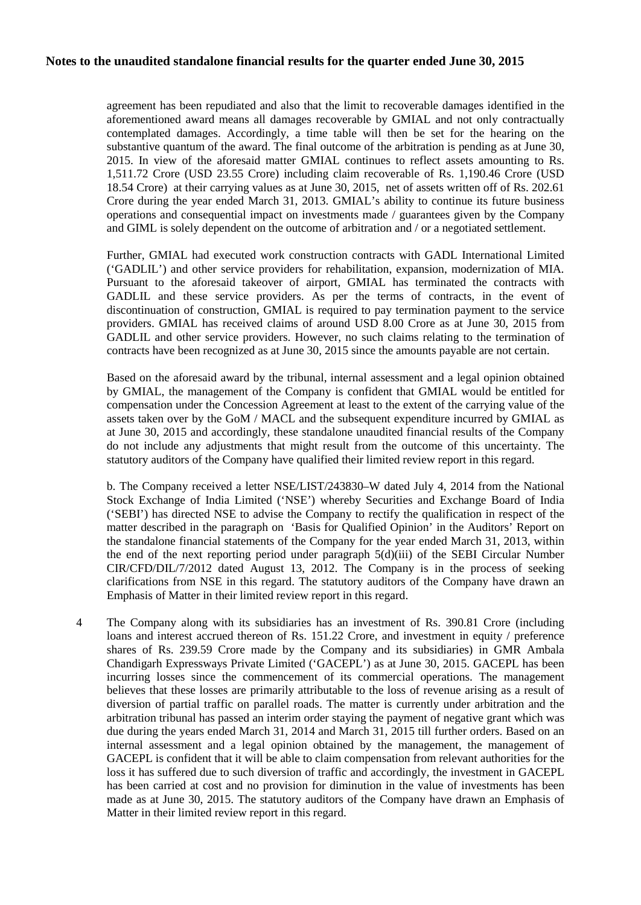agreement has been repudiated and also that the limit to recoverable damages identified in the aforementioned award means all damages recoverable by GMIAL and not only contractually contemplated damages. Accordingly, a time table will then be set for the hearing on the substantive quantum of the award. The final outcome of the arbitration is pending as at June 30, 2015. In view of the aforesaid matter GMIAL continues to reflect assets amounting to Rs. 1,511.72 Crore (USD 23.55 Crore) including claim recoverable of Rs. 1,190.46 Crore (USD 18.54 Crore) at their carrying values as at June 30, 2015, net of assets written off of Rs. 202.61 Crore during the year ended March 31, 2013. GMIAL's ability to continue its future business operations and consequential impact on investments made / guarantees given by the Company and GIML is solely dependent on the outcome of arbitration and / or a negotiated settlement.

Further, GMIAL had executed work construction contracts with GADL International Limited ('GADLIL') and other service providers for rehabilitation, expansion, modernization of MIA. Pursuant to the aforesaid takeover of airport, GMIAL has terminated the contracts with GADLIL and these service providers. As per the terms of contracts, in the event of discontinuation of construction, GMIAL is required to pay termination payment to the service providers. GMIAL has received claims of around USD 8.00 Crore as at June 30, 2015 from GADLIL and other service providers. However, no such claims relating to the termination of contracts have been recognized as at June 30, 2015 since the amounts payable are not certain.

Based on the aforesaid award by the tribunal, internal assessment and a legal opinion obtained by GMIAL, the management of the Company is confident that GMIAL would be entitled for compensation under the Concession Agreement at least to the extent of the carrying value of the assets taken over by the GoM / MACL and the subsequent expenditure incurred by GMIAL as at June 30, 2015 and accordingly, these standalone unaudited financial results of the Company do not include any adjustments that might result from the outcome of this uncertainty. The statutory auditors of the Company have qualified their limited review report in this regard.

b. The Company received a letter NSE/LIST/243830–W dated July 4, 2014 from the National Stock Exchange of India Limited ('NSE') whereby Securities and Exchange Board of India ('SEBI') has directed NSE to advise the Company to rectify the qualification in respect of the matter described in the paragraph on 'Basis for Qualified Opinion' in the Auditors' Report on the standalone financial statements of the Company for the year ended March 31, 2013, within the end of the next reporting period under paragraph 5(d)(iii) of the SEBI Circular Number CIR/CFD/DIL/7/2012 dated August 13, 2012. The Company is in the process of seeking clarifications from NSE in this regard. The statutory auditors of the Company have drawn an Emphasis of Matter in their limited review report in this regard.

4 The Company along with its subsidiaries has an investment of Rs. 390.81 Crore (including loans and interest accrued thereon of Rs. 151.22 Crore, and investment in equity / preference shares of Rs. 239.59 Crore made by the Company and its subsidiaries) in GMR Ambala Chandigarh Expressways Private Limited ('GACEPL') as at June 30, 2015. GACEPL has been incurring losses since the commencement of its commercial operations. The management believes that these losses are primarily attributable to the loss of revenue arising as a result of diversion of partial traffic on parallel roads. The matter is currently under arbitration and the arbitration tribunal has passed an interim order staying the payment of negative grant which was due during the years ended March 31, 2014 and March 31, 2015 till further orders. Based on an internal assessment and a legal opinion obtained by the management, the management of GACEPL is confident that it will be able to claim compensation from relevant authorities for the loss it has suffered due to such diversion of traffic and accordingly, the investment in GACEPL has been carried at cost and no provision for diminution in the value of investments has been made as at June 30, 2015. The statutory auditors of the Company have drawn an Emphasis of Matter in their limited review report in this regard.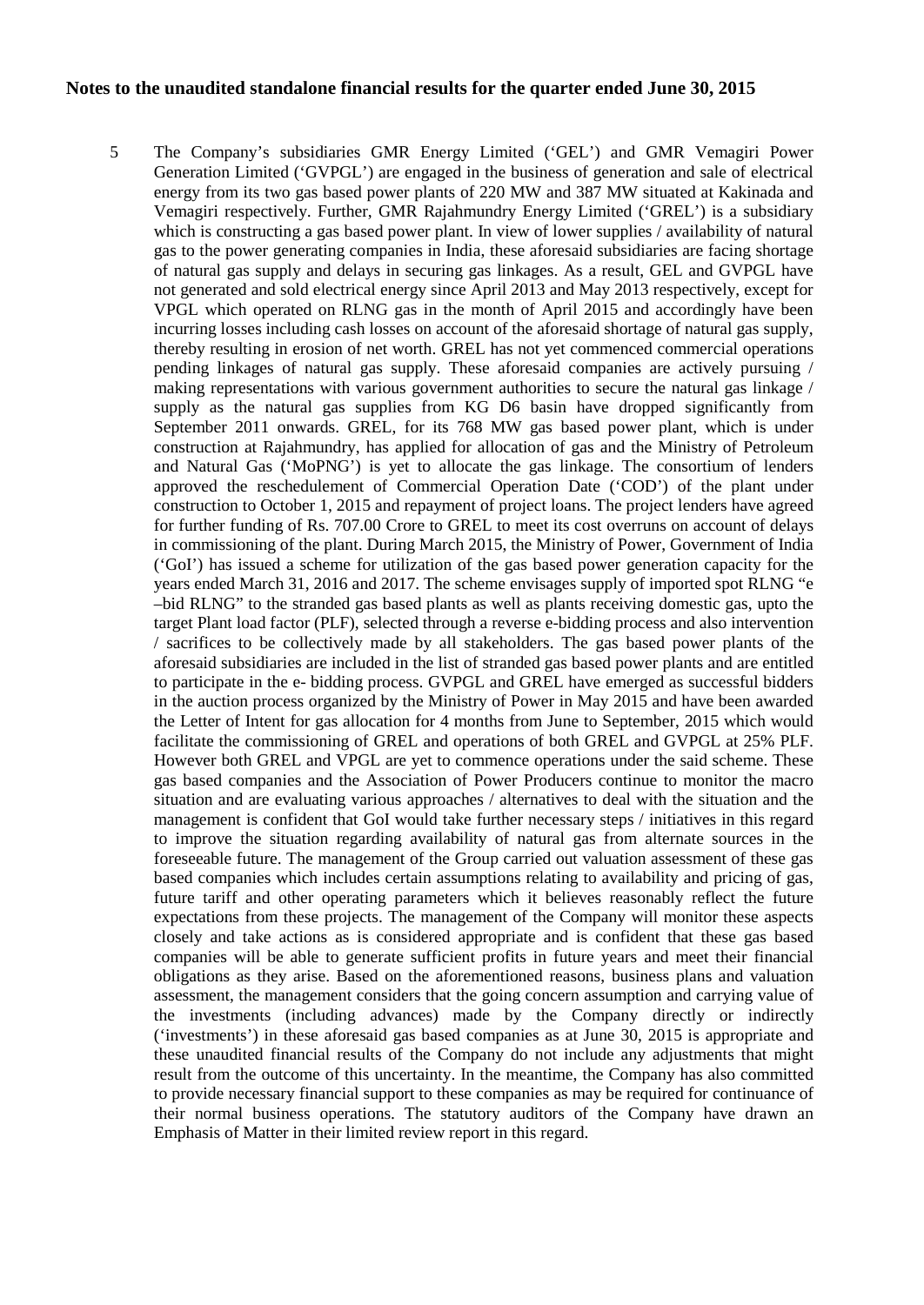**Notes to the unaudited standalone financial results for the quarter ended June 30, 2015**

5 The Company's subsidiaries GMR Energy Limited ('GEL') and GMR Vemagiri Power Generation Limited ('GVPGL') are engaged in the business of generation and sale of electrical energy from its two gas based power plants of 220 MW and 387 MW situated at Kakinada and Vemagiri respectively. Further, GMR Rajahmundry Energy Limited ('GREL') is a subsidiary which is constructing a gas based power plant. In view of lower supplies / availability of natural gas to the power generating companies in India, these aforesaid subsidiaries are facing shortage of natural gas supply and delays in securing gas linkages. As a result, GEL and GVPGL have not generated and sold electrical energy since April 2013 and May 2013 respectively, except for VPGL which operated on RLNG gas in the month of April 2015 and accordingly have been incurring losses including cash losses on account of the aforesaid shortage of natural gas supply, thereby resulting in erosion of net worth. GREL has not yet commenced commercial operations pending linkages of natural gas supply. These aforesaid companies are actively pursuing / making representations with various government authorities to secure the natural gas linkage / supply as the natural gas supplies from KG D6 basin have dropped significantly from September 2011 onwards. GREL, for its 768 MW gas based power plant, which is under construction at Rajahmundry, has applied for allocation of gas and the Ministry of Petroleum and Natural Gas ('MoPNG') is yet to allocate the gas linkage. The consortium of lenders approved the reschedulement of Commercial Operation Date ('COD') of the plant under construction to October 1, 2015 and repayment of project loans. The project lenders have agreed for further funding of Rs. 707.00 Crore to GREL to meet its cost overruns on account of delays in commissioning of the plant. During March 2015, the Ministry of Power, Government of India ('GoI') has issued a scheme for utilization of the gas based power generation capacity for the years ended March 31, 2016 and 2017. The scheme envisages supply of imported spot RLNG "e –bid RLNG" to the stranded gas based plants as well as plants receiving domestic gas, upto the target Plant load factor (PLF), selected through a reverse e-bidding process and also intervention / sacrifices to be collectively made by all stakeholders. The gas based power plants of the aforesaid subsidiaries are included in the list of stranded gas based power plants and are entitled to participate in the e- bidding process. GVPGL and GREL have emerged as successful bidders in the auction process organized by the Ministry of Power in May 2015 and have been awarded the Letter of Intent for gas allocation for 4 months from June to September, 2015 which would facilitate the commissioning of GREL and operations of both GREL and GVPGL at 25% PLF. However both GREL and VPGL are yet to commence operations under the said scheme. These gas based companies and the Association of Power Producers continue to monitor the macro situation and are evaluating various approaches / alternatives to deal with the situation and the management is confident that GoI would take further necessary steps / initiatives in this regard to improve the situation regarding availability of natural gas from alternate sources in the foreseeable future. The management of the Group carried out valuation assessment of these gas based companies which includes certain assumptions relating to availability and pricing of gas, future tariff and other operating parameters which it believes reasonably reflect the future expectations from these projects. The management of the Company will monitor these aspects closely and take actions as is considered appropriate and is confident that these gas based companies will be able to generate sufficient profits in future years and meet their financial obligations as they arise. Based on the aforementioned reasons, business plans and valuation assessment, the management considers that the going concern assumption and carrying value of the investments (including advances) made by the Company directly or indirectly ('investments') in these aforesaid gas based companies as at June 30, 2015 is appropriate and these unaudited financial results of the Company do not include any adjustments that might result from the outcome of this uncertainty. In the meantime, the Company has also committed to provide necessary financial support to these companies as may be required for continuance of their normal business operations. The statutory auditors of the Company have drawn an Emphasis of Matter in their limited review report in this regard.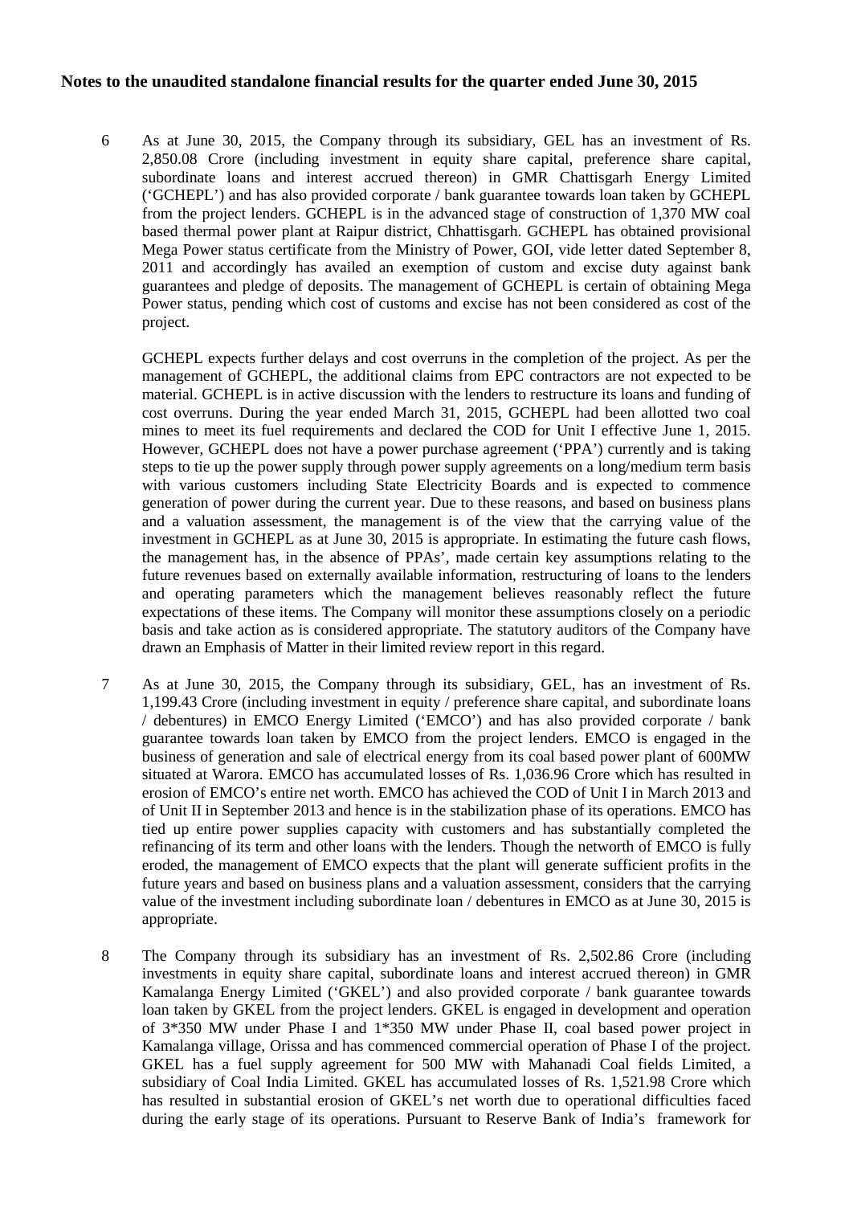**Notes to the unaudited standalone financial results for the quarter ended June 30, 2015**

6 As at June 30, 2015, the Company through its subsidiary, GEL has an investment of Rs. 2,850.08 Crore (including investment in equity share capital, preference share capital, subordinate loans and interest accrued thereon) in GMR Chattisgarh Energy Limited ('GCHEPL') and has also provided corporate / bank guarantee towards loan taken by GCHEPL from the project lenders. GCHEPL is in the advanced stage of construction of 1,370 MW coal based thermal power plant at Raipur district, Chhattisgarh. GCHEPL has obtained provisional Mega Power status certificate from the Ministry of Power, GOI, vide letter dated September 8, 2011 and accordingly has availed an exemption of custom and excise duty against bank guarantees and pledge of deposits. The management of GCHEPL is certain of obtaining Mega Power status, pending which cost of customs and excise has not been considered as cost of the project.

GCHEPL expects further delays and cost overruns in the completion of the project. As per the management of GCHEPL, the additional claims from EPC contractors are not expected to be material. GCHEPL is in active discussion with the lenders to restructure its loans and funding of cost overruns. During the year ended March 31, 2015, GCHEPL had been allotted two coal mines to meet its fuel requirements and declared the COD for Unit I effective June 1, 2015. However, GCHEPL does not have a power purchase agreement ('PPA') currently and is taking steps to tie up the power supply through power supply agreements on a long/medium term basis with various customers including State Electricity Boards and is expected to commence generation of power during the current year. Due to these reasons, and based on business plans and a valuation assessment, the management is of the view that the carrying value of the investment in GCHEPL as at June 30, 2015 is appropriate. In estimating the future cash flows, the management has, in the absence of PPAs', made certain key assumptions relating to the future revenues based on externally available information, restructuring of loans to the lenders and operating parameters which the management believes reasonably reflect the future expectations of these items. The Company will monitor these assumptions closely on a periodic basis and take action as is considered appropriate. The statutory auditors of the Company have drawn an Emphasis of Matter in their limited review report in this regard.

7 As at June 30, 2015, the Company through its subsidiary, GEL, has an investment of Rs. 1,199.43 Crore (including investment in equity / preference share capital, and subordinate loans / debentures) in EMCO Energy Limited ('EMCO') and has also provided corporate / bank guarantee towards loan taken by EMCO from the project lenders. EMCO is engaged in the business of generation and sale of electrical energy from its coal based power plant of 600MW situated at Warora. EMCO has accumulated losses of Rs. 1,036.96 Crore which has resulted in erosion of EMCO's entire net worth. EMCO has achieved the COD of Unit I in March 2013 and of Unit II in September 2013 and hence is in the stabilization phase of its operations. EMCO has tied up entire power supplies capacity with customers and has substantially completed the refinancing of its term and other loans with the lenders. Though the networth of EMCO is fully eroded, the management of EMCO expects that the plant will generate sufficient profits in the future years and based on business plans and a valuation assessment, considers that the carrying value of the investment including subordinate loan / debentures in EMCO as at June 30, 2015 is appropriate.

8 The Company through its subsidiary has an investment of Rs. 2,502.86 Crore (including investments in equity share capital, subordinate loans and interest accrued thereon) in GMR Kamalanga Energy Limited ('GKEL') and also provided corporate / bank guarantee towards loan taken by GKEL from the project lenders. GKEL is engaged in development and operation of 3*350 MW under Phase I and 1*350 MW under Phase II, coal based power project in Kamalanga village, Orissa and has commenced commercial operation of Phase I of the project. GKEL has a fuel supply agreement for 500 MW with Mahanadi Coal fields Limited, a subsidiary of Coal India Limited. GKEL has accumulated losses of Rs. 1,521.98 Crore which has resulted in substantial erosion of GKEL's net worth due to operational difficulties faced during the early stage of its operations. Pursuant to Reserve Bank of India's framework for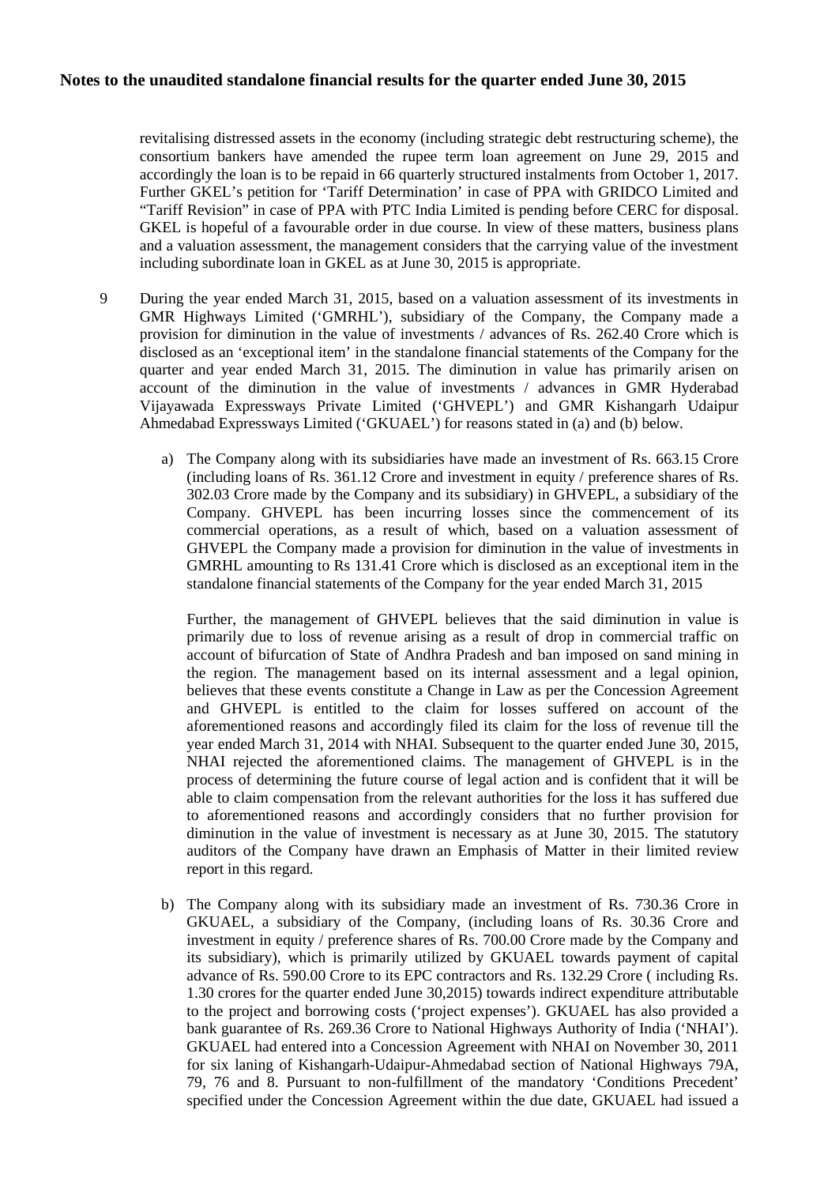revitalising distressed assets in the economy (including strategic debt restructuring scheme), the consortium bankers have amended the rupee term loan agreement on June 29, 2015 and accordingly the loan is to be repaid in 66 quarterly structured instalments from October 1, 2017. Further GKEL's petition for 'Tariff Determination' in case of PPA with GRIDCO Limited and "Tariff Revision" in case of PPA with PTC India Limited is pending before CERC for disposal. GKEL is hopeful of a favourable order in due course. In view of these matters, business plans and a valuation assessment, the management considers that the carrying value of the investment including subordinate loan in GKEL as at June 30, 2015 is appropriate.

9 During the year ended March 31, 2015, based on a valuation assessment of its investments in GMR Highways Limited ('GMRHL'), subsidiary of the Company, the Company made a provision for diminution in the value of investments / advances of Rs. 262.40 Crore which is disclosed as an 'exceptional item' in the standalone financial statements of the Company for the quarter and year ended March 31, 2015. The diminution in value has primarily arisen on account of the diminution in the value of investments / advances in GMR Hyderabad Vijayawada Expressways Private Limited ('GHVEPL') and GMR Kishangarh Udaipur Ahmedabad Expressways Limited ('GKUAEL') for reasons stated in (a) and (b) below.

a) The Company along with its subsidiaries have made an investment of Rs. 663.15 Crore (including loans of Rs. 361.12 Crore and investment in equity / preference shares of Rs. 302.03 Crore made by the Company and its subsidiary) in GHVEPL, a subsidiary of the Company. GHVEPL has been incurring losses since the commencement of its commercial operations, as a result of which, based on a valuation assessment of GHVEPL the Company made a provision for diminution in the value of investments in GMRHL amounting to Rs 131.41 Crore which is disclosed as an exceptional item in the standalone financial statements of the Company for the year ended March 31, 2015

   Further, the management of GHVEPL believes that the said diminution in value is primarily due to loss of revenue arising as a result of drop in commercial traffic on account of bifurcation of State of Andhra Pradesh and ban imposed on sand mining in the region. The management based on its internal assessment and a legal opinion, believes that these events constitute a Change in Law as per the Concession Agreement and GHVEPL is entitled to the claim for losses suffered on account of the aforementioned reasons and accordingly filed its claim for the loss of revenue till the year ended March 31, 2014 with NHAI. Subsequent to the quarter ended June 30, 2015, NHAI rejected the aforementioned claims. The management of GHVEPL is in the process of determining the future course of legal action and is confident that it will be able to claim compensation from the relevant authorities for the loss it has suffered due to aforementioned reasons and accordingly considers that no further provision for diminution in the value of investment is necessary as at June 30, 2015. The statutory auditors of the Company have drawn an Emphasis of Matter in their limited review report in this regard.

b) The Company along with its subsidiary made an investment of Rs. 730.36 Crore in GKUAEL, a subsidiary of the Company, (including loans of Rs. 30.36 Crore and investment in equity / preference shares of Rs. 700.00 Crore made by the Company and its subsidiary), which is primarily utilized by GKUAEL towards payment of capital advance of Rs. 590.00 Crore to its EPC contractors and Rs. 132.29 Crore ( including Rs. 1.30 crores for the quarter ended June 30,2015) towards indirect expenditure attributable to the project and borrowing costs ('project expenses'). GKUAEL has also provided a bank guarantee of Rs. 269.36 Crore to National Highways Authority of India ('NHAI'). GKUAEL had entered into a Concession Agreement with NHAI on November 30, 2011 for six laning of Kishangarh-Udaipur-Ahmedabad section of National Highways 79A, 79, 76 and 8. Pursuant to non-fulfillment of the mandatory 'Conditions Precedent' specified under the Concession Agreement within the due date, GKUAEL had issued a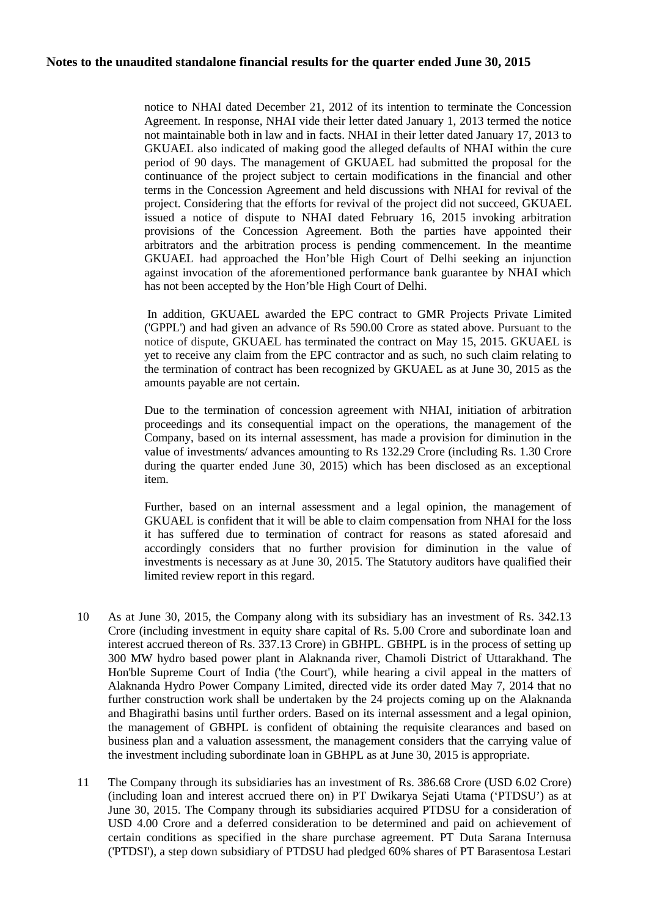notice to NHAI dated December 21, 2012 of its intention to terminate the Concession Agreement. In response, NHAI vide their letter dated January 1, 2013 termed the notice not maintainable both in law and in facts. NHAI in their letter dated January 17, 2013 to GKUAEL also indicated of making good the alleged defaults of NHAI within the cure period of 90 days. The management of GKUAEL had submitted the proposal for the continuance of the project subject to certain modifications in the financial and other terms in the Concession Agreement and held discussions with NHAI for revival of the project. Considering that the efforts for revival of the project did not succeed, GKUAEL issued a notice of dispute to NHAI dated February 16, 2015 invoking arbitration provisions of the Concession Agreement. Both the parties have appointed their arbitrators and the arbitration process is pending commencement. In the meantime GKUAEL had approached the Hon'ble High Court of Delhi seeking an injunction against invocation of the aforementioned performance bank guarantee by NHAI which has not been accepted by the Hon'ble High Court of Delhi.

In addition, GKUAEL awarded the EPC contract to GMR Projects Private Limited ('GPPL') and had given an advance of Rs 590.00 Crore as stated above. Pursuant to the notice of dispute, GKUAEL has terminated the contract on May 15, 2015. GKUAEL is yet to receive any claim from the EPC contractor and as such, no such claim relating to the termination of contract has been recognized by GKUAEL as at June 30, 2015 as the amounts payable are not certain.

Due to the termination of concession agreement with NHAI, initiation of arbitration proceedings and its consequential impact on the operations, the management of the Company, based on its internal assessment, has made a provision for diminution in the value of investments/ advances amounting to Rs 132.29 Crore (including Rs. 1.30 Crore during the quarter ended June 30, 2015) which has been disclosed as an exceptional item.

Further, based on an internal assessment and a legal opinion, the management of GKUAEL is confident that it will be able to claim compensation from NHAI for the loss it has suffered due to termination of contract for reasons as stated aforesaid and accordingly considers that no further provision for diminution in the value of investments is necessary as at June 30, 2015. The Statutory auditors have qualified their limited review report in this regard.

10. As at June 30, 2015, the Company along with its subsidiary has an investment of Rs. 342.13 Crore (including investment in equity share capital of Rs. 5.00 Crore and subordinate loan and interest accrued thereon of Rs. 337.13 Crore) in GBHPL. GBHPL is in the process of setting up 300 MW hydro based power plant in Alaknanda river, Chamoli District of Uttarakhand. The Hon'ble Supreme Court of India ('the Court'), while hearing a civil appeal in the matters of Alaknanda Hydro Power Company Limited, directed vide its order dated May 7, 2014 that no further construction work shall be undertaken by the 24 projects coming up on the Alaknanda and Bhagirathi basins until further orders. Based on its internal assessment and a legal opinion, the management of GBHPL is confident of obtaining the requisite clearances and based on business plan and a valuation assessment, the management considers that the carrying value of the investment including subordinate loan in GBHPL as at June 30, 2015 is appropriate.

11. The Company through its subsidiaries has an investment of Rs. 386.68 Crore (USD 6.02 Crore) (including loan and interest accrued there on) in PT Dwikarya Sejati Utama ('PTDSU') as at June 30, 2015. The Company through its subsidiaries acquired PTDSU for a consideration of USD 4.00 Crore and a deferred consideration to be determined and paid on achievement of certain conditions as specified in the share purchase agreement. PT Duta Sarana Internusa ('PTDSI'), a step down subsidiary of PTDSU had pledged 60% shares of PT Barasentosa Lestari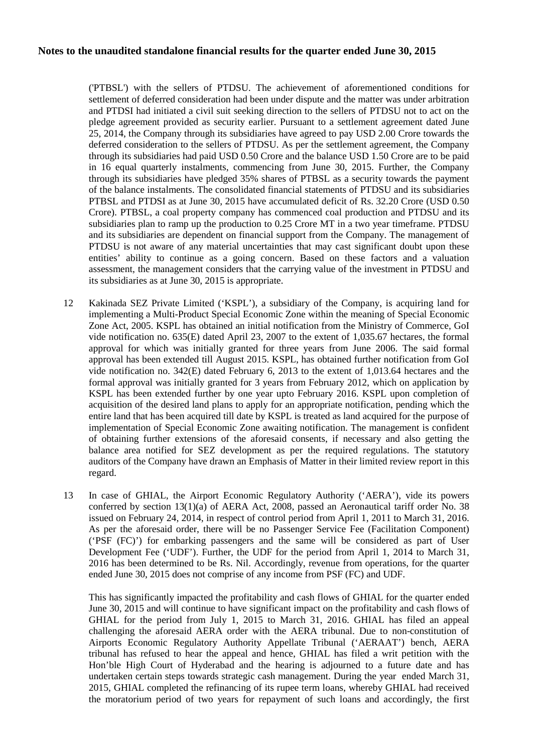**Notes to the unaudited standalone financial results for the quarter ended June 30, 2015**

('PTBSL') with the sellers of PTDSU. The achievement of aforementioned conditions for settlement of deferred consideration had been under dispute and the matter was under arbitration and PTDSI had initiated a civil suit seeking direction to the sellers of PTDSU not to act on the pledge agreement provided as security earlier. Pursuant to a settlement agreement dated June 25, 2014, the Company through its subsidiaries have agreed to pay USD 2.00 Crore towards the deferred consideration to the sellers of PTDSU. As per the settlement agreement, the Company through its subsidiaries had paid USD 0.50 Crore and the balance USD 1.50 Crore are to be paid in 16 equal quarterly instalments, commencing from June 30, 2015. Further, the Company through its subsidiaries have pledged 35% shares of PTBSL as a security towards the payment of the balance instalments. The consolidated financial statements of PTDSU and its subsidiaries PTBSL and PTDSI as at June 30, 2015 have accumulated deficit of Rs. 32.20 Crore (USD 0.50 Crore). PTBSL, a coal property company has commenced coal production and PTDSU and its subsidiaries plan to ramp up the production to 0.25 Crore MT in a two year timeframe. PTDSU and its subsidiaries are dependent on financial support from the Company. The management of PTDSU is not aware of any material uncertainties that may cast significant doubt upon these entities' ability to continue as a going concern. Based on these factors and a valuation assessment, the management considers that the carrying value of the investment in PTDSU and its subsidiaries as at June 30, 2015 is appropriate.

12 Kakinada SEZ Private Limited ('KSPL'), a subsidiary of the Company, is acquiring land for implementing a Multi-Product Special Economic Zone within the meaning of Special Economic Zone Act, 2005. KSPL has obtained an initial notification from the Ministry of Commerce, GoI vide notification no. 635(E) dated April 23, 2007 to the extent of 1,035.67 hectares, the formal approval for which was initially granted for three years from June 2006. The said formal approval has been extended till August 2015. KSPL, has obtained further notification from GoI vide notification no. 342(E) dated February 6, 2013 to the extent of 1,013.64 hectares and the formal approval was initially granted for 3 years from February 2012, which on application by KSPL has been extended further by one year upto February 2016. KSPL upon completion of acquisition of the desired land plans to apply for an appropriate notification, pending which the entire land that has been acquired till date by KSPL is treated as land acquired for the purpose of implementation of Special Economic Zone awaiting notification. The management is confident of obtaining further extensions of the aforesaid consents, if necessary and also getting the balance area notified for SEZ development as per the required regulations. The statutory auditors of the Company have drawn an Emphasis of Matter in their limited review report in this regard.

13 In case of GHIAL, the Airport Economic Regulatory Authority ('AERA'), vide its powers conferred by section 13(1)(a) of AERA Act, 2008, passed an Aeronautical tariff order No. 38 issued on February 24, 2014, in respect of control period from April 1, 2011 to March 31, 2016. As per the aforesaid order, there will be no Passenger Service Fee (Facilitation Component) ('PSF (FC)') for embarking passengers and the same will be considered as part of User Development Fee ('UDF'). Further, the UDF for the period from April 1, 2014 to March 31, 2016 has been determined to be Rs. Nil. Accordingly, revenue from operations, for the quarter ended June 30, 2015 does not comprise of any income from PSF (FC) and UDF.

This has significantly impacted the profitability and cash flows of GHIAL for the quarter ended June 30, 2015 and will continue to have significant impact on the profitability and cash flows of GHIAL for the period from July 1, 2015 to March 31, 2016. GHIAL has filed an appeal challenging the aforesaid AERA order with the AERA tribunal. Due to non-constitution of Airports Economic Regulatory Authority Appellate Tribunal ('AERAAT') bench, AERA tribunal has refused to hear the appeal and hence, GHIAL has filed a writ petition with the Hon'ble High Court of Hyderabad and the hearing is adjourned to a future date and has undertaken certain steps towards strategic cash management. During the year ended March 31, 2015, GHIAL completed the refinancing of its rupee term loans, whereby GHIAL had received the moratorium period of two years for repayment of such loans and accordingly, the first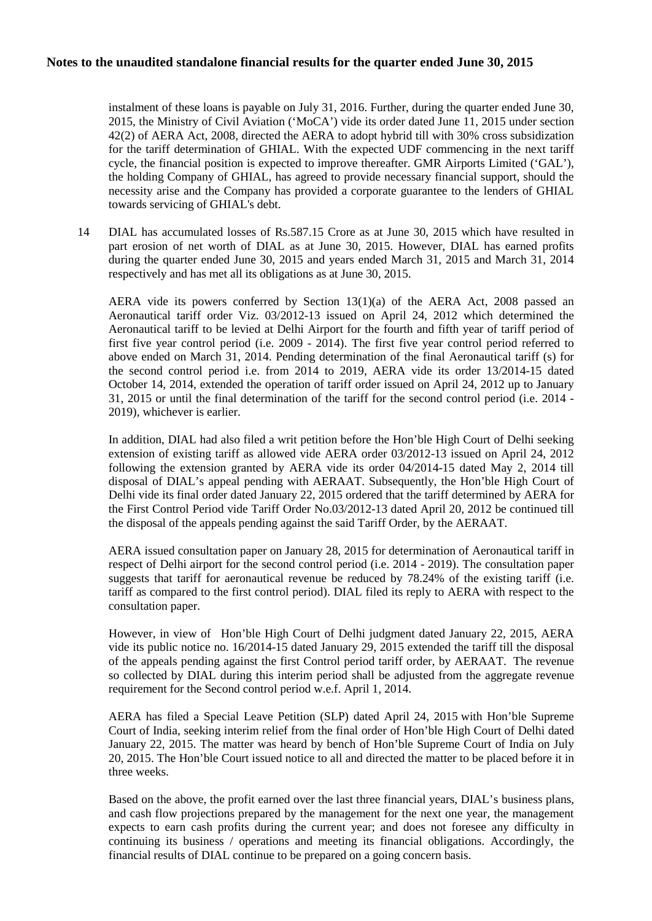instalment of these loans is payable on July 31, 2016. Further, during the quarter ended June 30, 2015, the Ministry of Civil Aviation ('MoCA') vide its order dated June 11, 2015 under section 42(2) of AERA Act, 2008, directed the AERA to adopt hybrid till with 30% cross subsidization for the tariff determination of GHIAL. With the expected UDF commencing in the next tariff cycle, the financial position is expected to improve thereafter. GMR Airports Limited ('GAL'), the holding Company of GHIAL, has agreed to provide necessary financial support, should the necessity arise and the Company has provided a corporate guarantee to the lenders of GHIAL towards servicing of GHIAL's debt.

14 DIAL has accumulated losses of Rs.587.15 Crore as at June 30, 2015 which have resulted in part erosion of net worth of DIAL as at June 30, 2015. However, DIAL has earned profits during the quarter ended June 30, 2015 and years ended March 31, 2015 and March 31, 2014 respectively and has met all its obligations as at June 30, 2015.

AERA vide its powers conferred by Section 13(1)(a) of the AERA Act, 2008 passed an Aeronautical tariff order Viz. 03/2012-13 issued on April 24, 2012 which determined the Aeronautical tariff to be levied at Delhi Airport for the fourth and fifth year of tariff period of first five year control period (i.e. 2009 - 2014). The first five year control period referred to above ended on March 31, 2014. Pending determination of the final Aeronautical tariff (s) for the second control period i.e. from 2014 to 2019, AERA vide its order 13/2014-15 dated October 14, 2014, extended the operation of tariff order issued on April 24, 2012 up to January 31, 2015 or until the final determination of the tariff for the second control period (i.e. 2014 - 2019), whichever is earlier.

In addition, DIAL had also filed a writ petition before the Hon'ble High Court of Delhi seeking extension of existing tariff as allowed vide AERA order 03/2012-13 issued on April 24, 2012 following the extension granted by AERA vide its order 04/2014-15 dated May 2, 2014 till disposal of DIAL's appeal pending with AERAAT. Subsequently, the Hon'ble High Court of Delhi vide its final order dated January 22, 2015 ordered that the tariff determined by AERA for the First Control Period vide Tariff Order No.03/2012-13 dated April 20, 2012 be continued till the disposal of the appeals pending against the said Tariff Order, by the AERAAT.

AERA issued consultation paper on January 28, 2015 for determination of Aeronautical tariff in respect of Delhi airport for the second control period (i.e. 2014 - 2019). The consultation paper suggests that tariff for aeronautical revenue be reduced by 78.24% of the existing tariff (i.e. tariff as compared to the first control period). DIAL filed its reply to AERA with respect to the consultation paper.

However, in view of Hon'ble High Court of Delhi judgment dated January 22, 2015, AERA vide its public notice no. 16/2014-15 dated January 29, 2015 extended the tariff till the disposal of the appeals pending against the first Control period tariff order, by AERAAT. The revenue so collected by DIAL during this interim period shall be adjusted from the aggregate revenue requirement for the Second control period w.e.f. April 1, 2014.

AERA has filed a Special Leave Petition (SLP) dated April 24, 2015 with Hon'ble Supreme Court of India, seeking interim relief from the final order of Hon'ble High Court of Delhi dated January 22, 2015. The matter was heard by bench of Hon'ble Supreme Court of India on July 20, 2015. The Hon'ble Court issued notice to all and directed the matter to be placed before it in three weeks.

Based on the above, the profit earned over the last three financial years, DIAL's business plans, and cash flow projections prepared by the management for the next one year, the management expects to earn cash profits during the current year; and does not foresee any difficulty in continuing its business / operations and meeting its financial obligations. Accordingly, the financial results of DIAL continue to be prepared on a going concern basis.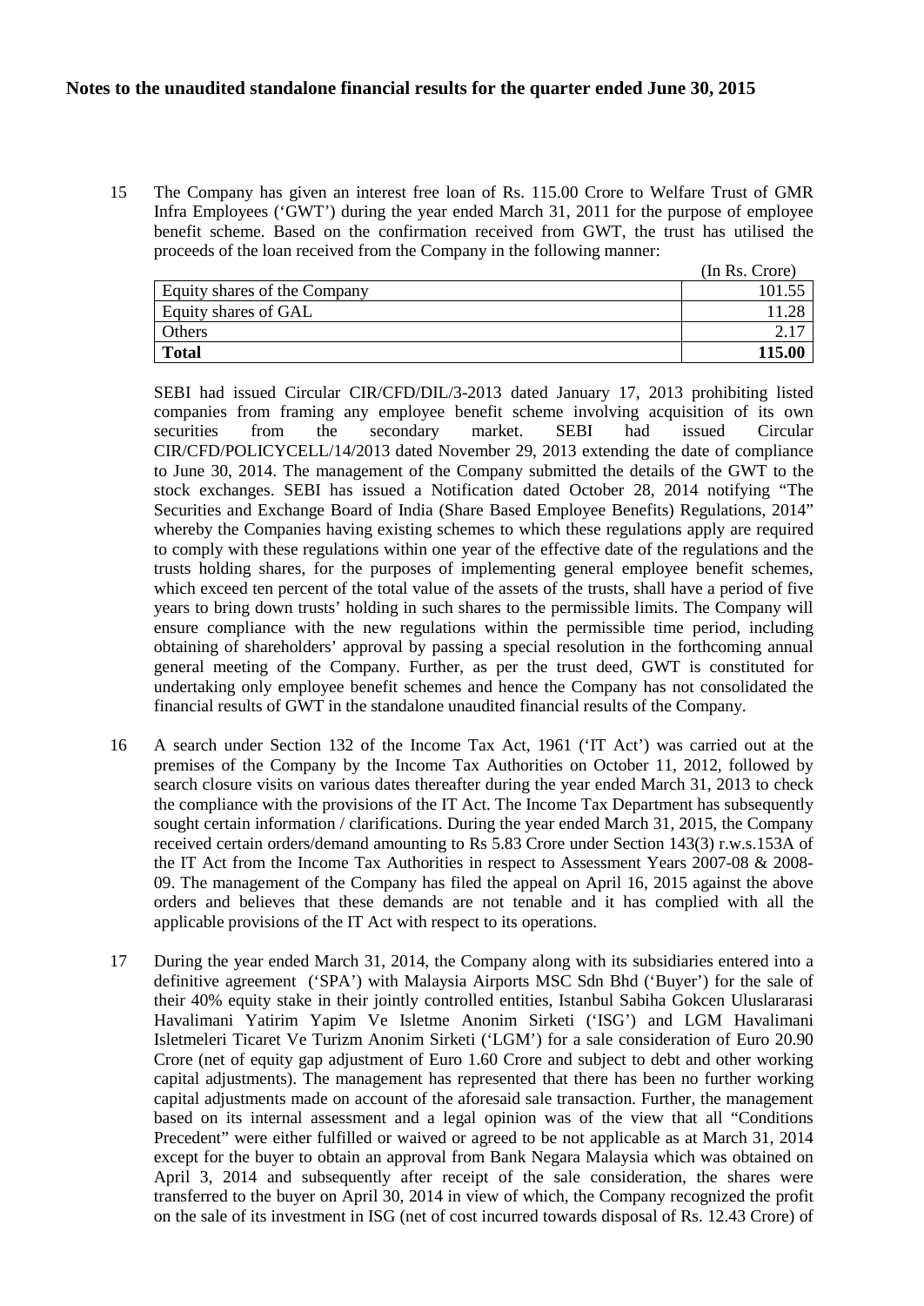**Notes to the unaudited standalone financial results for the quarter ended June 30, 2015**

15 The Company has given an interest free loan of Rs. 115.00 Crore to Welfare Trust of GMR Infra Employees ('GWT') during the year ended March 31, 2011 for the purpose of employee benefit scheme. Based on the confirmation received from GWT, the trust has utilised the proceeds of the loan received from the Company in the following manner:

| | (In Rs. Crore) |
|---|---:|
| Equity shares of the Company | 101.55 |
| Equity shares of GAL | 11.28 |
| Others | 2.17 |
| **Total** | **115.00** |

SEBI had issued Circular CIR/CFD/DIL/3-2013 dated January 17, 2013 prohibiting listed companies from framing any employee benefit scheme involving acquisition of its own securities from the secondary market. SEBI had issued Circular CIR/CFD/POLICYCELL/14/2013 dated November 29, 2013 extending the date of compliance to June 30, 2014. The management of the Company submitted the details of the GWT to the stock exchanges. SEBI has issued a Notification dated October 28, 2014 notifying "The Securities and Exchange Board of India (Share Based Employee Benefits) Regulations, 2014" whereby the Companies having existing schemes to which these regulations apply are required to comply with these regulations within one year of the effective date of the regulations and the trusts holding shares, for the purposes of implementing general employee benefit schemes, which exceed ten percent of the total value of the assets of the trusts, shall have a period of five years to bring down trusts' holding in such shares to the permissible limits. The Company will ensure compliance with the new regulations within the permissible time period, including obtaining of shareholders' approval by passing a special resolution in the forthcoming annual general meeting of the Company. Further, as per the trust deed, GWT is constituted for undertaking only employee benefit schemes and hence the Company has not consolidated the financial results of GWT in the standalone unaudited financial results of the Company.

16 A search under Section 132 of the Income Tax Act, 1961 ('IT Act') was carried out at the premises of the Company by the Income Tax Authorities on October 11, 2012, followed by search closure visits on various dates thereafter during the year ended March 31, 2013 to check the compliance with the provisions of the IT Act. The Income Tax Department has subsequently sought certain information / clarifications. During the year ended March 31, 2015, the Company received certain orders/demand amounting to Rs 5.83 Crore under Section 143(3) r.w.s.153A of the IT Act from the Income Tax Authorities in respect to Assessment Years 2007-08 & 2008-09. The management of the Company has filed the appeal on April 16, 2015 against the above orders and believes that these demands are not tenable and it has complied with all the applicable provisions of the IT Act with respect to its operations.

17 During the year ended March 31, 2014, the Company along with its subsidiaries entered into a definitive agreement ('SPA') with Malaysia Airports MSC Sdn Bhd ('Buyer') for the sale of their 40% equity stake in their jointly controlled entities, Istanbul Sabiha Gokcen Uluslararasi Havalimani Yatirim Yapim Ve Isletme Anonim Sirketi ('ISG') and LGM Havalimani Isletmeleri Ticaret Ve Turizm Anonim Sirketi ('LGM') for a sale consideration of Euro 20.90 Crore (net of equity gap adjustment of Euro 1.60 Crore and subject to debt and other working capital adjustments). The management has represented that there has been no further working capital adjustments made on account of the aforesaid sale transaction. Further, the management based on its internal assessment and a legal opinion was of the view that all "Conditions Precedent" were either fulfilled or waived or agreed to be not applicable as at March 31, 2014 except for the buyer to obtain an approval from Bank Negara Malaysia which was obtained on April 3, 2014 and subsequently after receipt of the sale consideration, the shares were transferred to the buyer on April 30, 2014 in view of which, the Company recognized the profit on the sale of its investment in ISG (net of cost incurred towards disposal of Rs. 12.43 Crore) of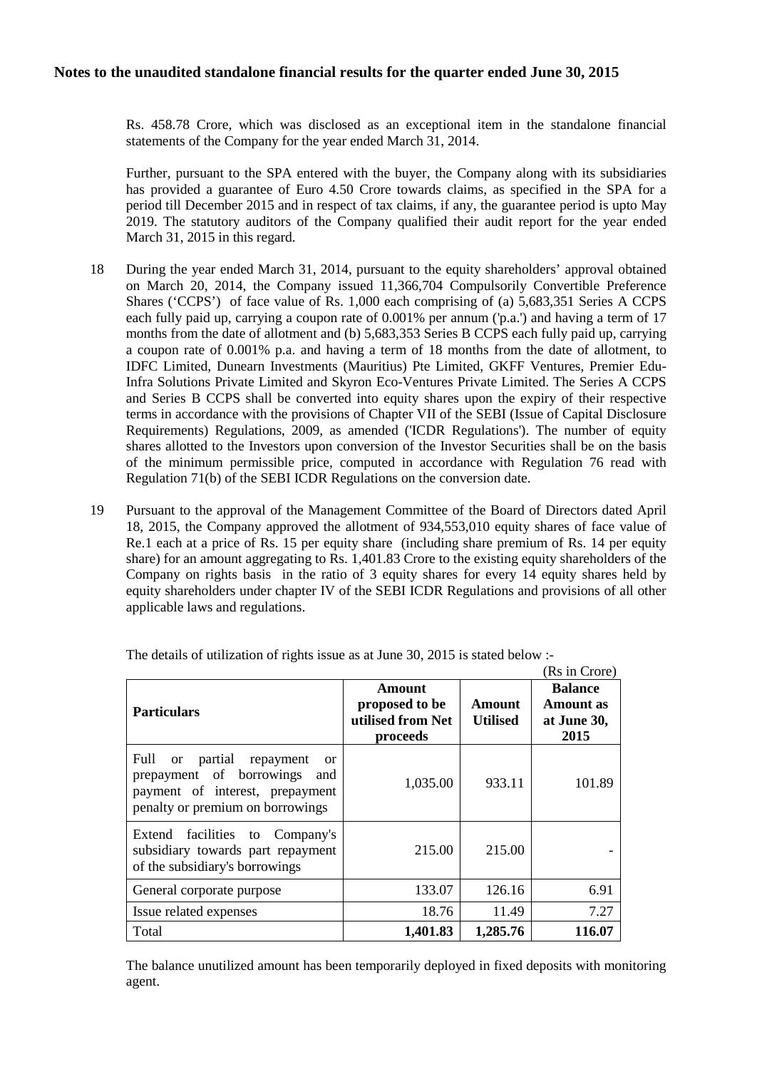**Notes to the unaudited standalone financial results for the quarter ended June 30, 2015**

Rs. 458.78 Crore, which was disclosed as an exceptional item in the standalone financial statements of the Company for the year ended March 31, 2014.

Further, pursuant to the SPA entered with the buyer, the Company along with its subsidiaries has provided a guarantee of Euro 4.50 Crore towards claims, as specified in the SPA for a period till December 2015 and in respect of tax claims, if any, the guarantee period is upto May 2019. The statutory auditors of the Company qualified their audit report for the year ended March 31, 2015 in this regard.

18 During the year ended March 31, 2014, pursuant to the equity shareholders' approval obtained on March 20, 2014, the Company issued 11,366,704 Compulsorily Convertible Preference Shares ('CCPS') of face value of Rs. 1,000 each comprising of (a) 5,683,351 Series A CCPS each fully paid up, carrying a coupon rate of 0.001% per annum ('p.a.') and having a term of 17 months from the date of allotment and (b) 5,683,353 Series B CCPS each fully paid up, carrying a coupon rate of 0.001% p.a. and having a term of 18 months from the date of allotment, to IDFC Limited, Dunearn Investments (Mauritius) Pte Limited, GKFF Ventures, Premier Edu-Infra Solutions Private Limited and Skyron Eco-Ventures Private Limited. The Series A CCPS and Series B CCPS shall be converted into equity shares upon the expiry of their respective terms in accordance with the provisions of Chapter VII of the SEBI (Issue of Capital Disclosure Requirements) Regulations, 2009, as amended ('ICDR Regulations'). The number of equity shares allotted to the Investors upon conversion of the Investor Securities shall be on the basis of the minimum permissible price, computed in accordance with Regulation 76 read with Regulation 71(b) of the SEBI ICDR Regulations on the conversion date.

19 Pursuant to the approval of the Management Committee of the Board of Directors dated April 18, 2015, the Company approved the allotment of 934,553,010 equity shares of face value of Re.1 each at a price of Rs. 15 per equity share (including share premium of Rs. 14 per equity share) for an amount aggregating to Rs. 1,401.83 Crore to the existing equity shareholders of the Company on rights basis in the ratio of 3 equity shares for every 14 equity shares held by equity shareholders under chapter IV of the SEBI ICDR Regulations and provisions of all other applicable laws and regulations.

The details of utilization of rights issue as at June 30, 2015 is stated below :-

(Rs in Crore)

| Particulars | Amount proposed to be utilised from Net proceeds | Amount Utilised | Balance Amount as at June 30, 2015 |
|---|---|---|---|
| Full or partial repayment or prepayment of borrowings and payment of interest, prepayment penalty or premium on borrowings | 1,035.00 | 933.11 | 101.89 |
| Extend facilities to Company's subsidiary towards part repayment of the subsidiary's borrowings | 215.00 | 215.00 | - |
| General corporate purpose | 133.07 | 126.16 | 6.91 |
| Issue related expenses | 18.76 | 11.49 | 7.27 |
| Total | **1,401.83** | **1,285.76** | **116.07** |

The balance unutilized amount has been temporarily deployed in fixed deposits with monitoring agent.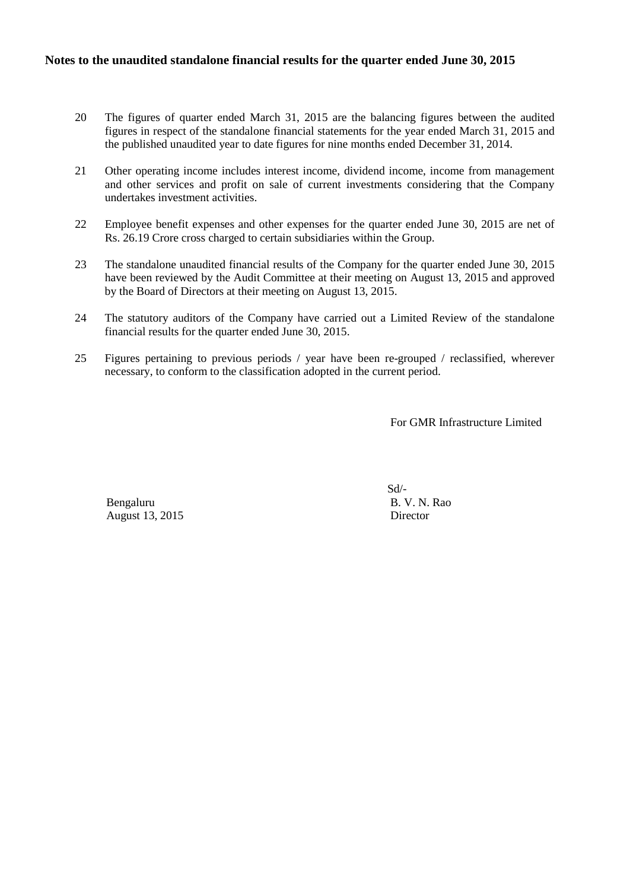**Notes to the unaudited standalone financial results for the quarter ended June 30, 2015**

20 The figures of quarter ended March 31, 2015 are the balancing figures between the audited figures in respect of the standalone financial statements for the year ended March 31, 2015 and the published unaudited year to date figures for nine months ended December 31, 2014.

21 Other operating income includes interest income, dividend income, income from management and other services and profit on sale of current investments considering that the Company undertakes investment activities.

22 Employee benefit expenses and other expenses for the quarter ended June 30, 2015 are net of Rs. 26.19 Crore cross charged to certain subsidiaries within the Group.

23 The standalone unaudited financial results of the Company for the quarter ended June 30, 2015 have been reviewed by the Audit Committee at their meeting on August 13, 2015 and approved by the Board of Directors at their meeting on August 13, 2015.

24 The statutory auditors of the Company have carried out a Limited Review of the standalone financial results for the quarter ended June 30, 2015.

25 Figures pertaining to previous periods / year have been re-grouped / reclassified, wherever necessary, to conform to the classification adopted in the current period.

For GMR Infrastructure Limited

Sd/-
B. V. N. Rao
Director

Bengaluru
August 13, 2015